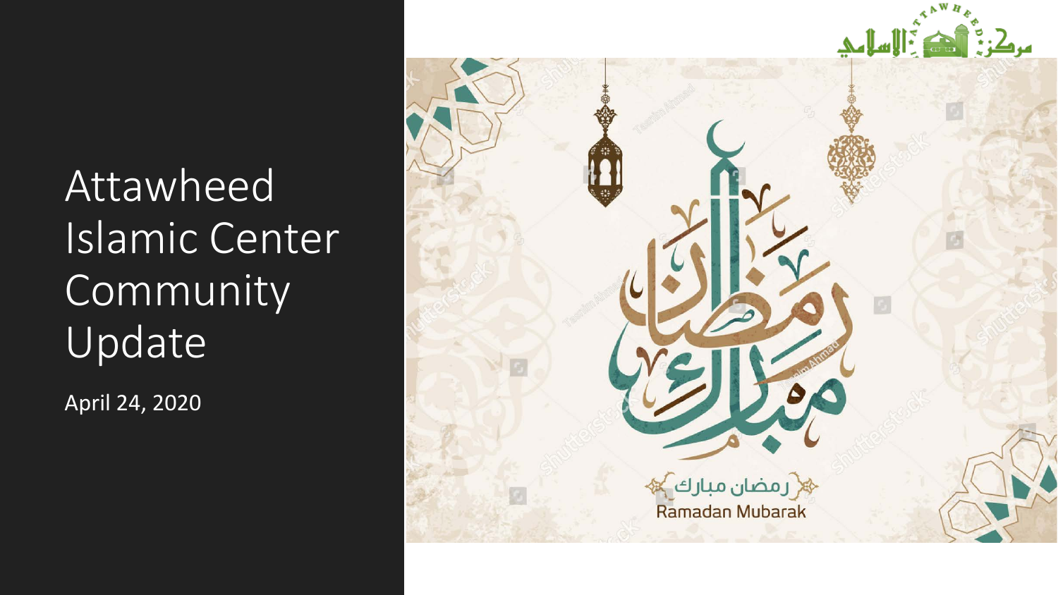# Attawheed Islamic Center Community Update

April 24, 2020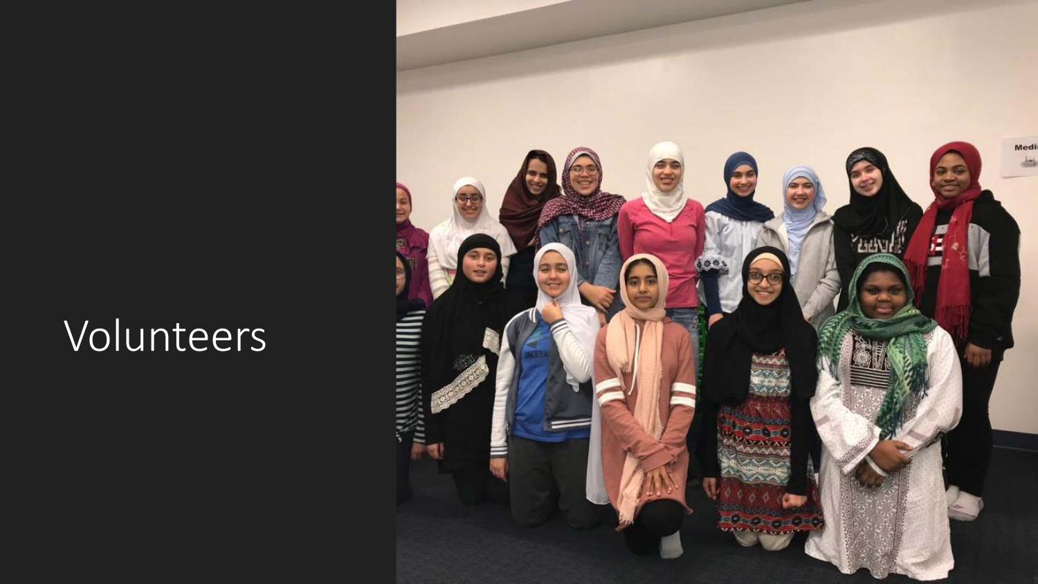# Volunteers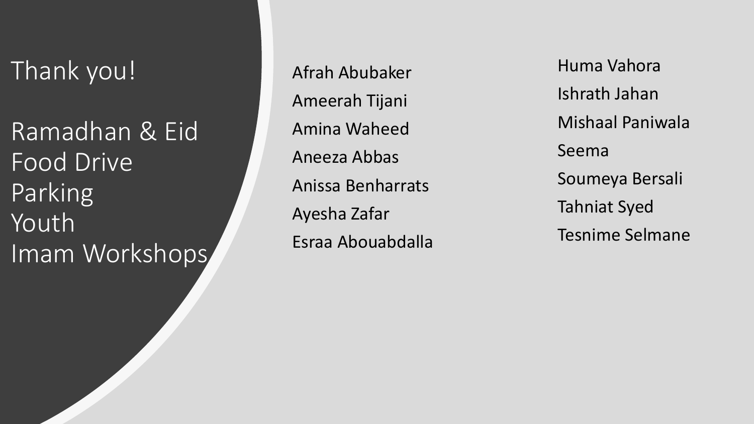# Thank you!

Ramadhan & Eid Food Drive
Parking
Youth
Imam Workshops

Afrah Abubaker
Ameerah Tijani
Amina Waheed
Aneeza Abbas
Anissa Benharrats
Ayesha Zafar
Esraa Abouabdalla

Huma Vahora
Ishrath Jahan
Mishaal Paniwala
Seema
Soumeya Bersali
Tahniat Syed
Tesnime Selmane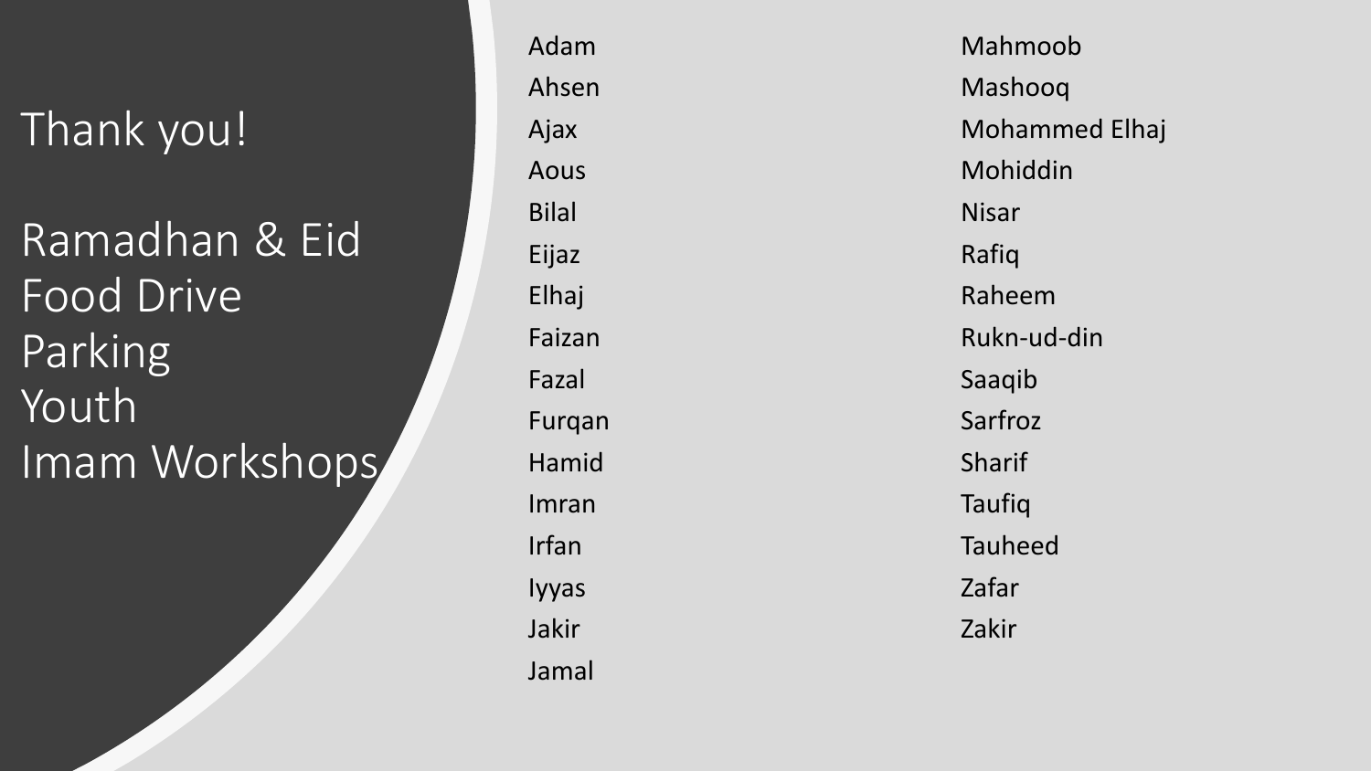# Thank you!

## Ramadhan & Eid Food Drive Parking Youth Imam Workshops

- Adam
- Ahsen
- Ajax
- Aous
- Bilal
- Eijaz
- Elhaj
- Faizan
- Fazal
- Furqan
- Hamid
- Imran
- Irfan
- Iyyas
- Jakir
- Jamal
- Mahmoob
- Mashooq
- Mohammed Elhaj
- Mohiddin
- Nisar
- Rafiq
- Raheem
- Rukn-ud-din
- Saaqib
- Sarfroz
- Sharif
- Taufiq
- Tauheed
- Zafar
- Zakir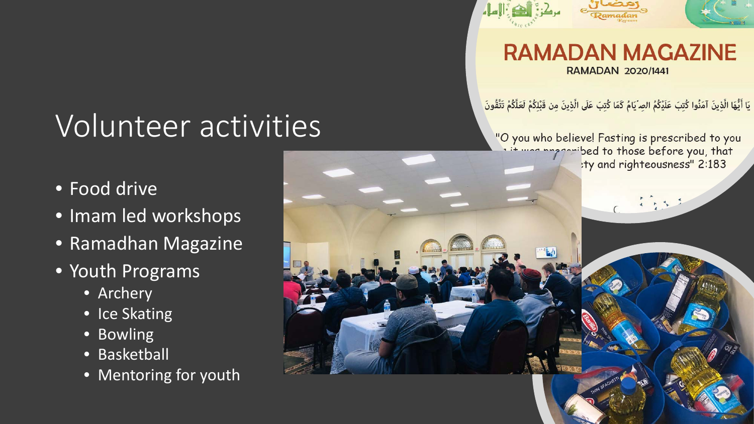# Volunteer activities

- Food drive
- Imam led workshops
- Ramadhan Magazine
- Youth Programs
  - Archery
  - Ice Skating
  - Bowling
  - Basketball
  - Mentoring for youth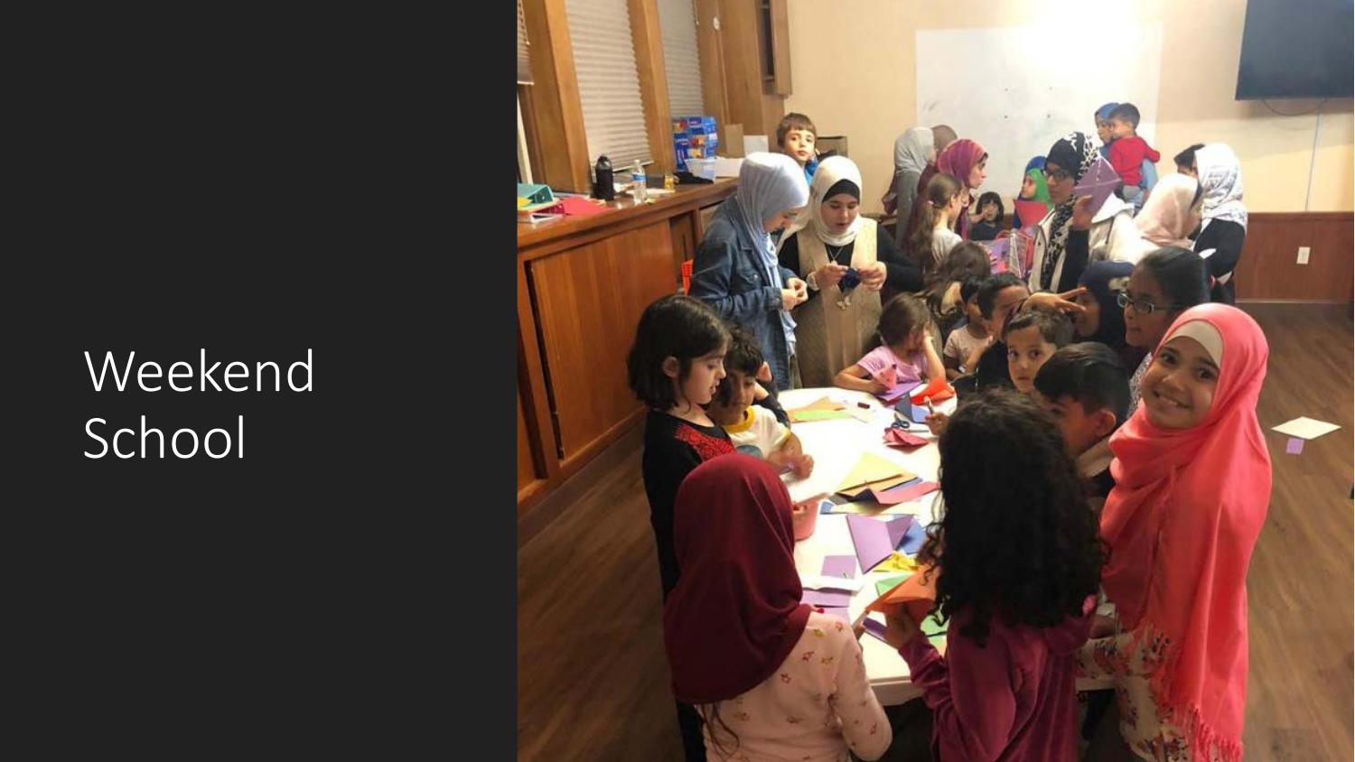# Weekend School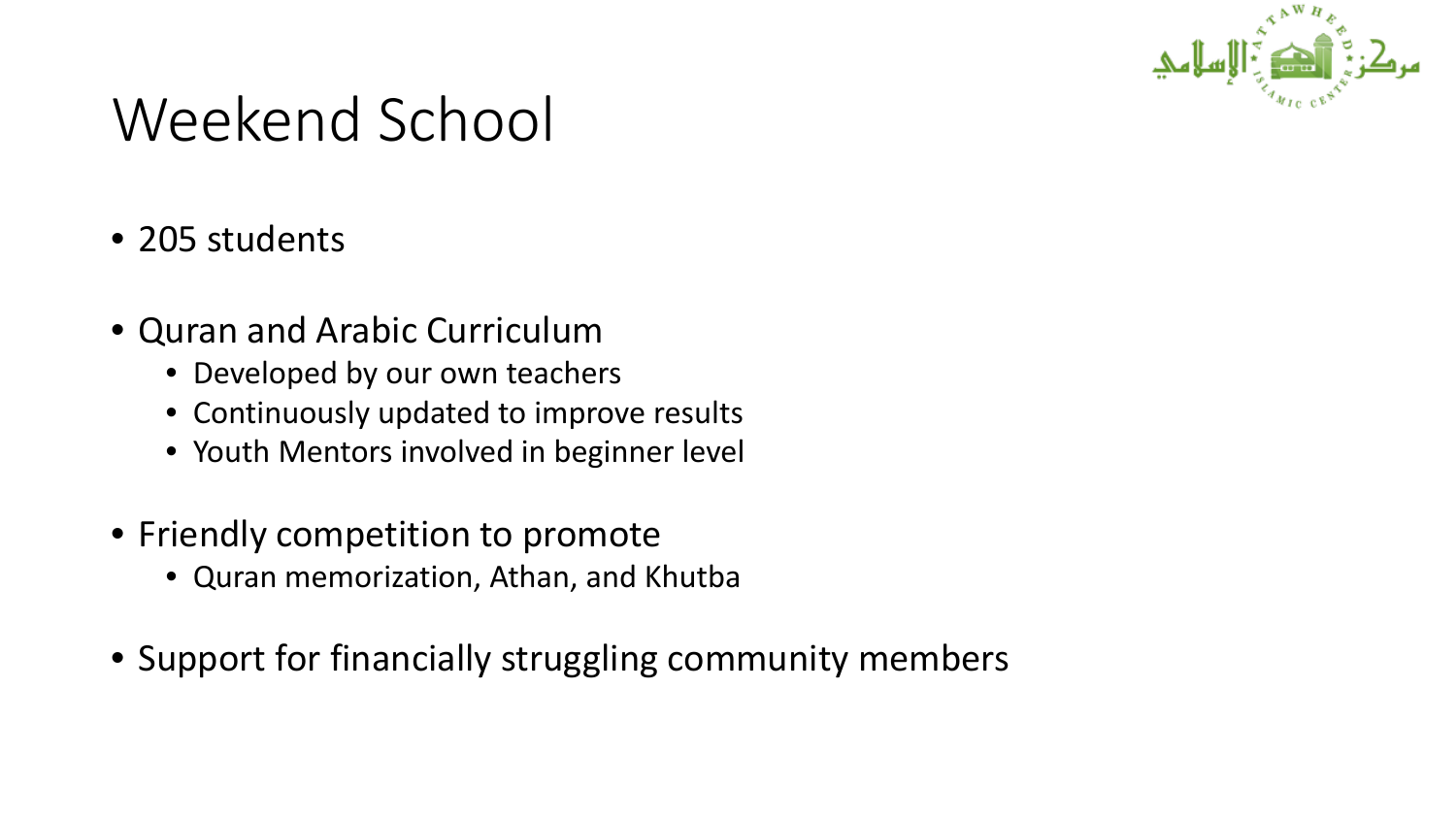# Weekend School

- 205 students
- Quran and Arabic Curriculum
  - Developed by our own teachers
  - Continuously updated to improve results
  - Youth Mentors involved in beginner level
- Friendly competition to promote
  - Quran memorization, Athan, and Khutba
- Support for financially struggling community members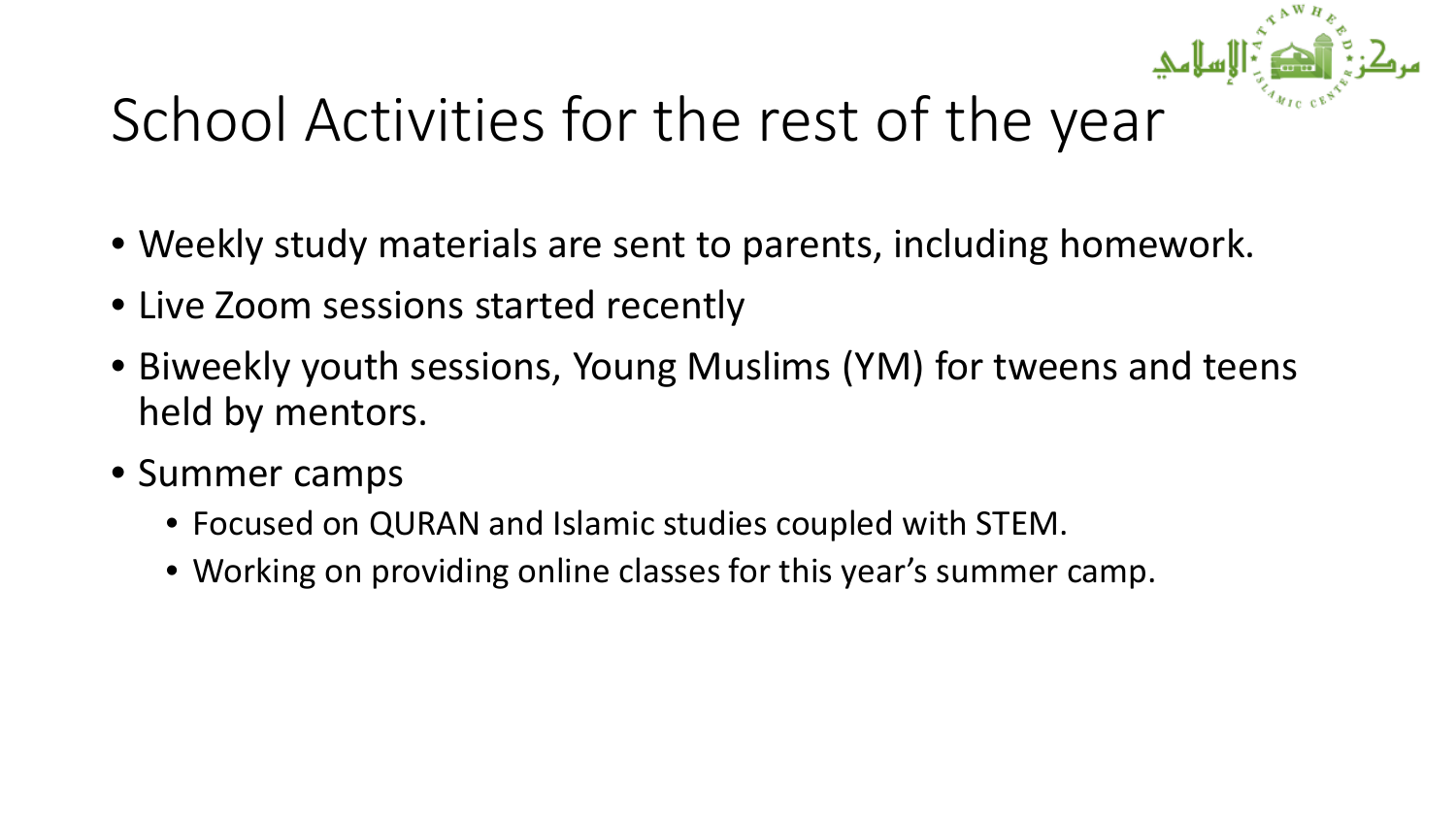# School Activities for the rest of the year

- Weekly study materials are sent to parents, including homework.
- Live Zoom sessions started recently
- Biweekly youth sessions, Young Muslims (YM) for tweens and teens held by mentors.
- Summer camps
  - Focused on QURAN and Islamic studies coupled with STEM.
  - Working on providing online classes for this year's summer camp.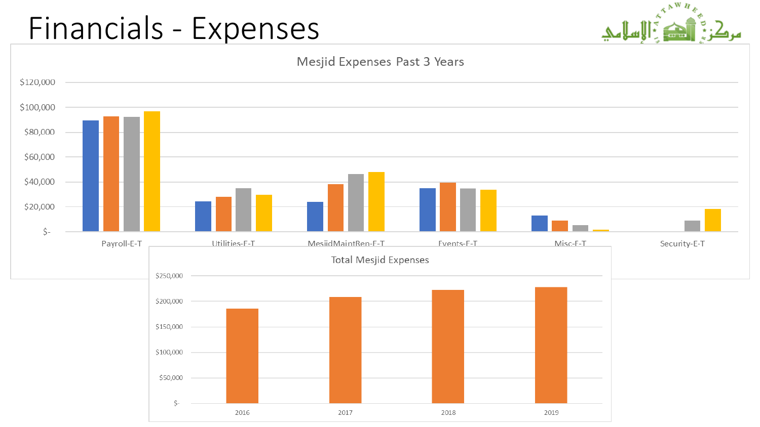# Financials - Expenses

## Mesjid Expenses Past 3 Years

$120,000
$100,000
$80,000
$60,000
$40,000
$20,000
$-

Payroll-E-T | Utilities-E-T | MesjidMaintRep-E-T | Events-E-T | Misc-E-T | Security-E-T

## Total Mesjid Expenses

$250,000
$200,000
$150,000
$100,000
$50,000
$-

2016 | 2017 | 2018 | 2019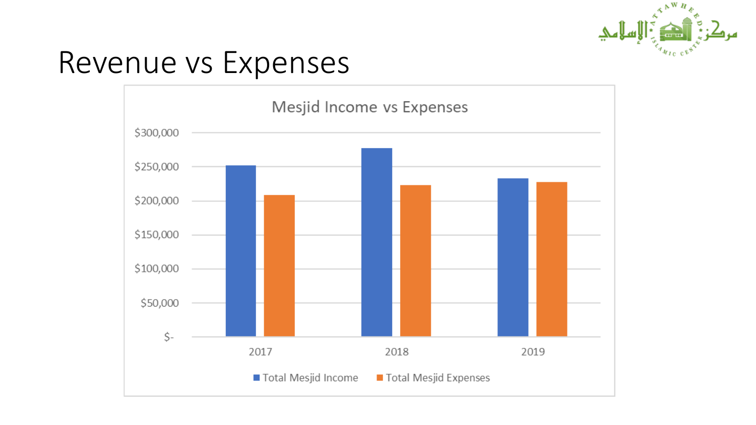# Revenue vs Expenses

Mesjid Income vs Expenses

$300,000
$250,000
$200,000
$150,000
$100,000
$50,000
$-

2017 2018 2019

Total Mesjid Income · Total Mesjid Expenses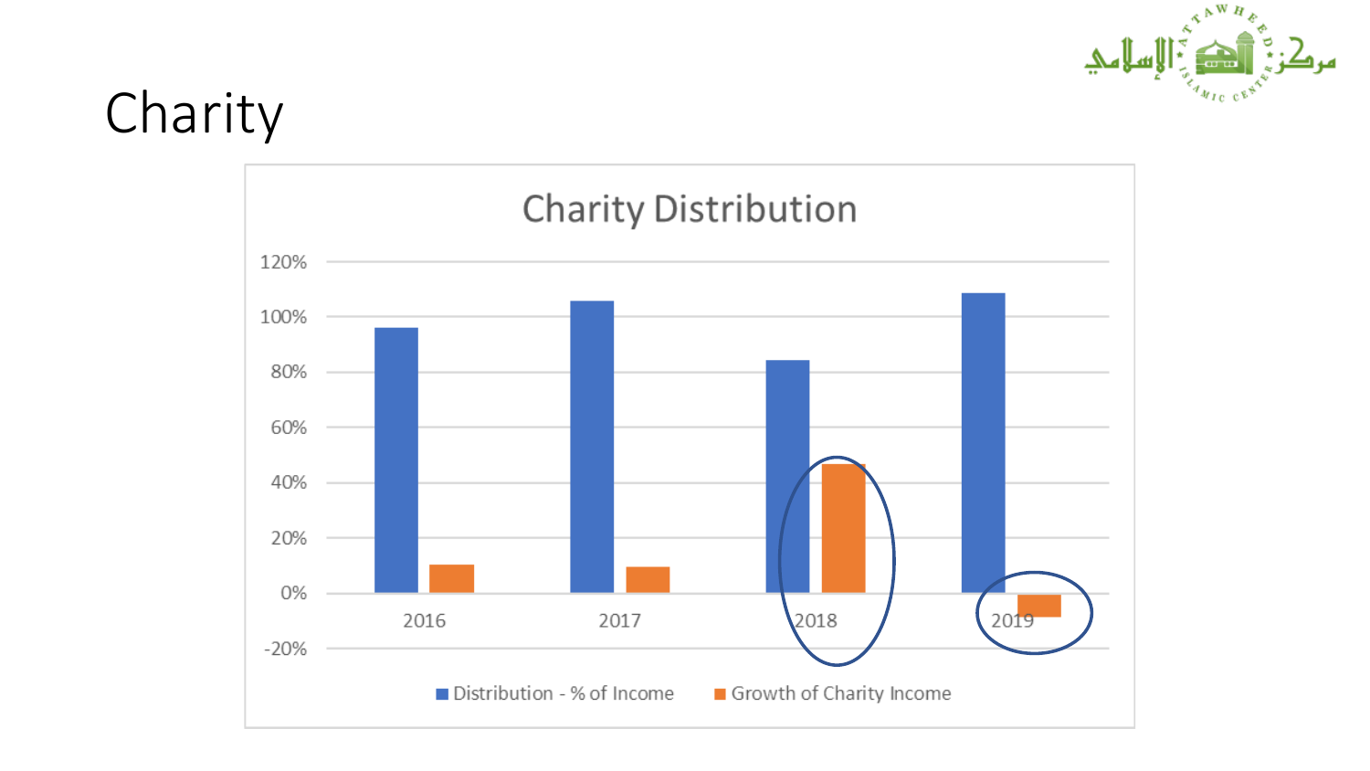# Charity

## Charity Distribution

| Year | Distribution - % of Income | Growth of Charity Income |
|---|---|---|
| 2016 | ~96% | ~10% |
| 2017 | ~106% | ~9% |
| 2018 | ~84% | ~47% |
| 2019 | ~109% | ~-8% |

Distribution - % of Income · Growth of Charity Income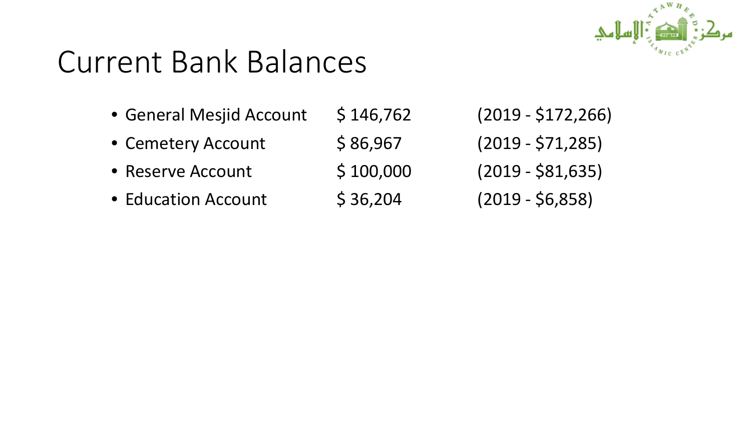# Current Bank Balances

- General Mesjid Account $ 146,762 (2019 - $172,266)
- Cemetery Account $ 86,967 (2019 - $71,285)
- Reserve Account $ 100,000 (2019 - $81,635)
- Education Account $ 36,204 (2019 - $6,858)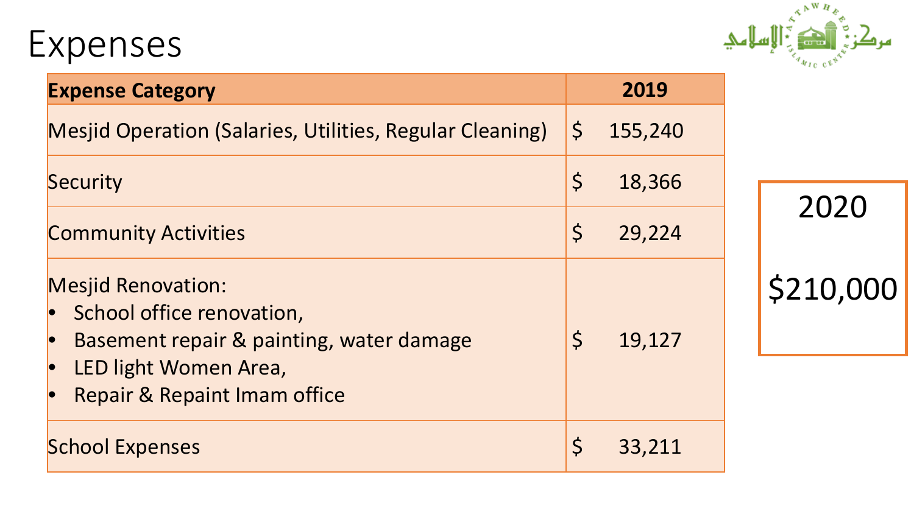# Expenses

| Expense Category | 2019 |
| --- | --- |
| Mesjid Operation (Salaries, Utilities, Regular Cleaning) | $ 155,240 |
| Security | $ 18,366 |
| Community Activities | $ 29,224 |
| Mesjid Renovation:<br>• School office renovation,<br>• Basement repair & painting, water damage<br>• LED light Women Area,<br>• Repair & Repaint Imam office | $ 19,127 |
| School Expenses | $ 33,211 |

**2020**

**$210,000**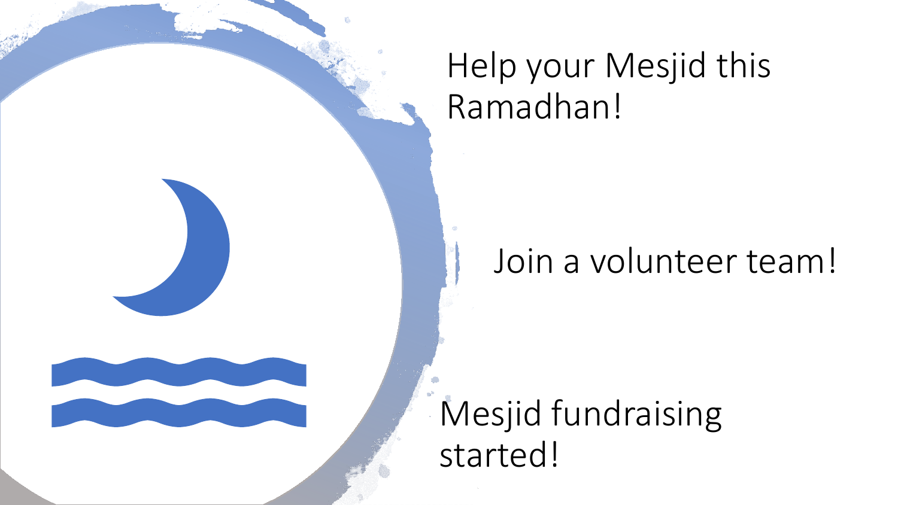# Help your Mesjid this Ramadhan!

Join a volunteer team!

Mesjid fundraising started!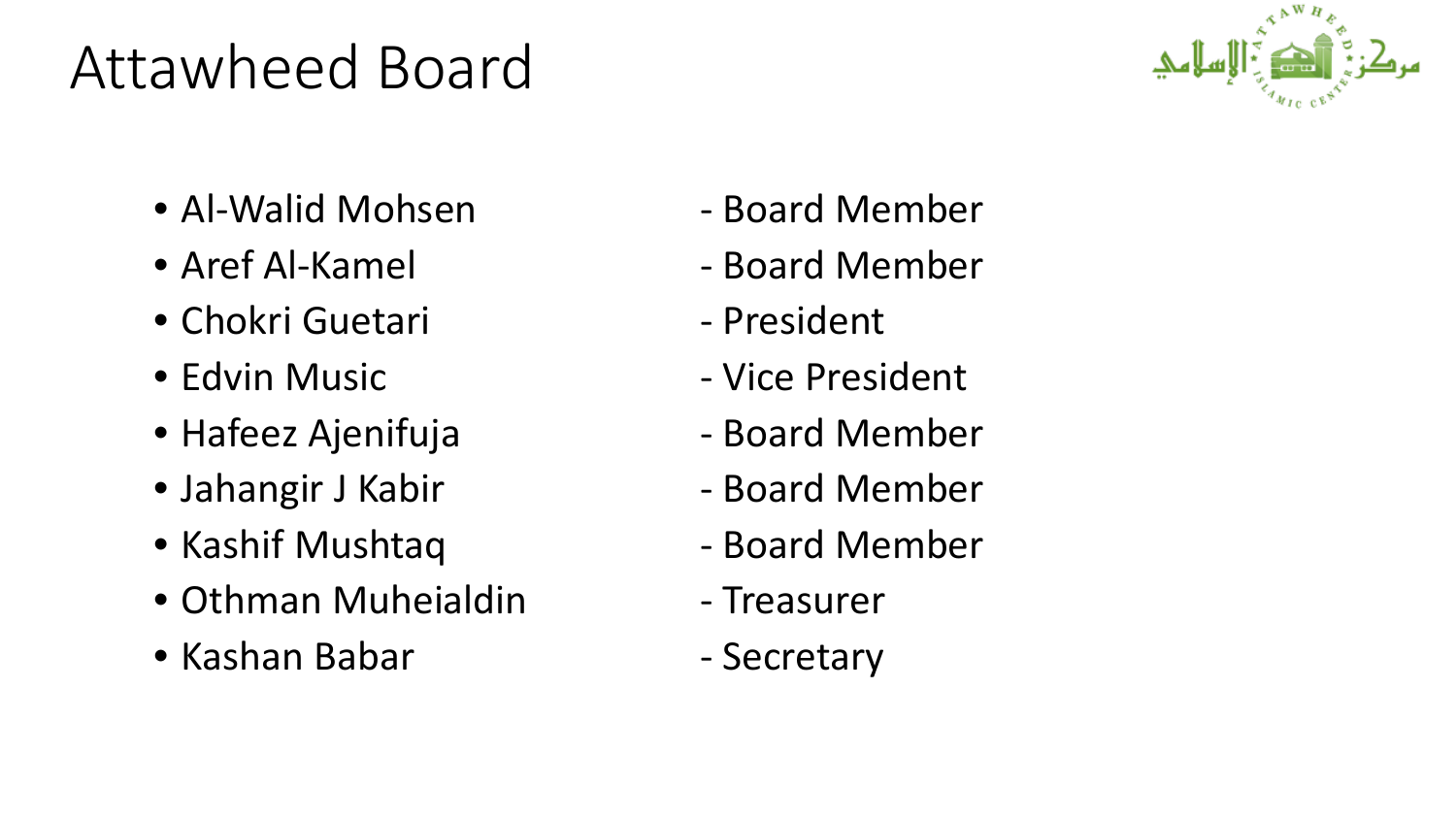# Attawheed Board

- Al-Walid Mohsen - Board Member
- Aref Al-Kamel - Board Member
- Chokri Guetari - President
- Edvin Music - Vice President
- Hafeez Ajenifuja - Board Member
- Jahangir J Kabir - Board Member
- Kashif Mushtaq - Board Member
- Othman Muheialdin - Treasurer
- Kashan Babar - Secretary